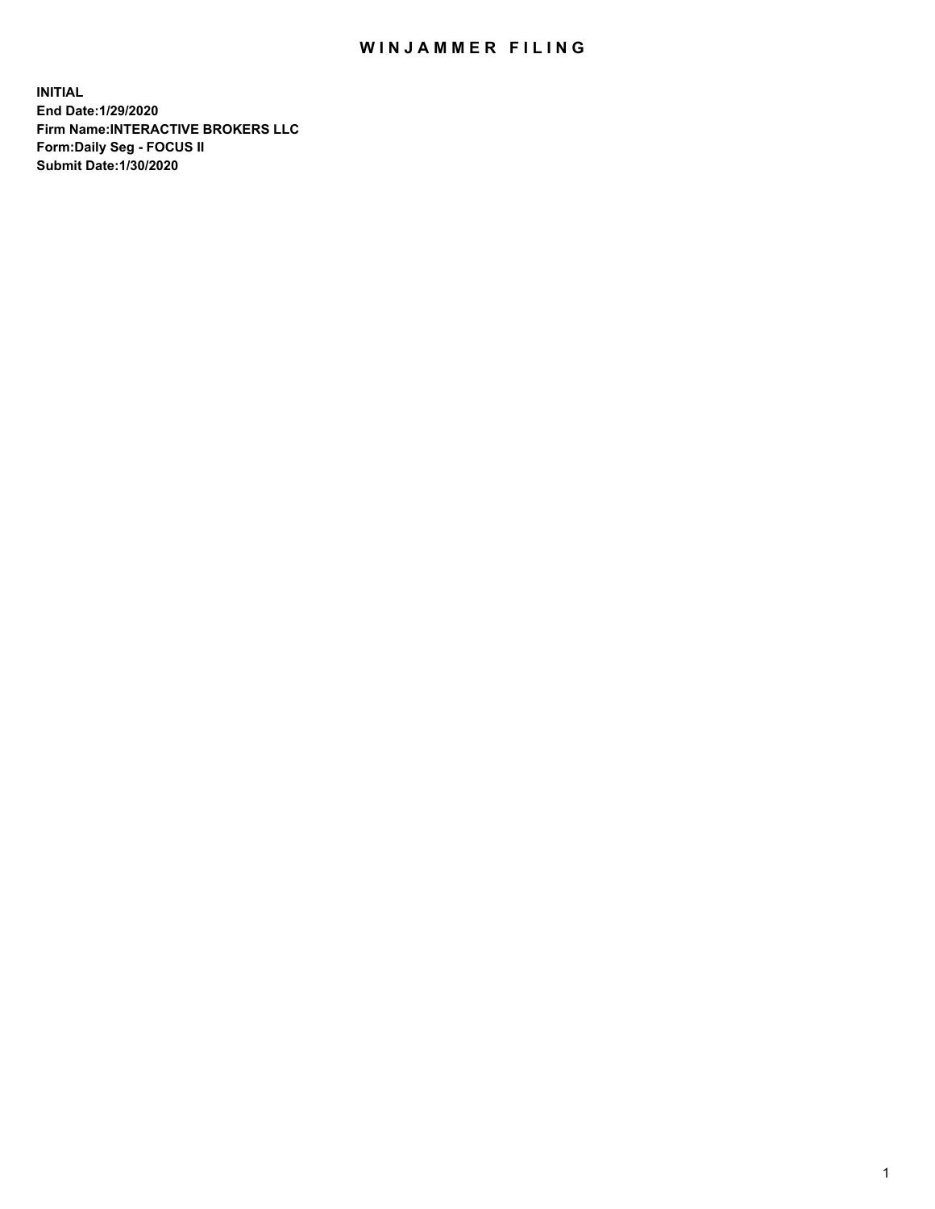# WINJAMMER FILING

**INITIAL**
**End Date:1/29/2020**
**Firm Name:INTERACTIVE BROKERS LLC**
**Form:Daily Seg - FOCUS II**
**Submit Date:1/30/2020**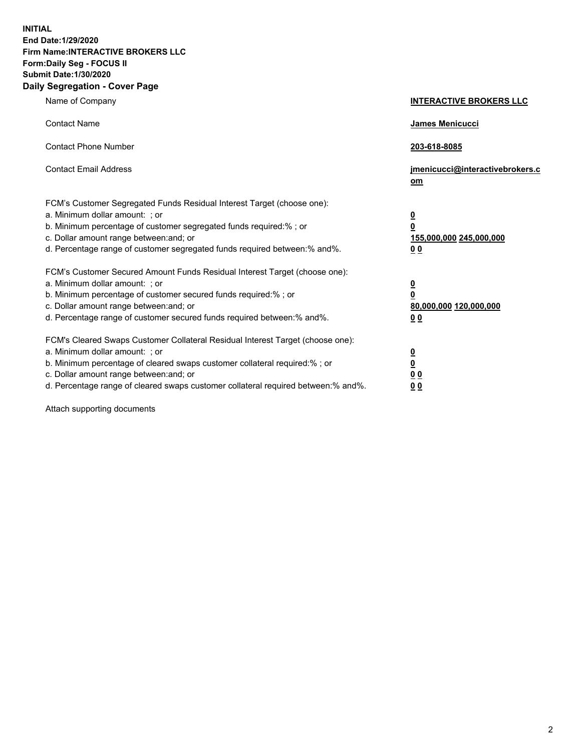**INITIAL**
**End Date:1/29/2020**
**Firm Name:INTERACTIVE BROKERS LLC**
**Form:Daily Seg - FOCUS II**
**Submit Date:1/30/2020**
**Daily Segregation - Cover Page**

| | |
|---|---|
| Name of Company | **INTERACTIVE BROKERS LLC** |
| Contact Name | **James Menicucci** |
| Contact Phone Number | **203-618-8085** |
| Contact Email Address | **jmenicucci@interactivebrokers.com** |

FCM's Customer Segregated Funds Residual Interest Target (choose one):

| | |
|---|---|
| a. Minimum dollar amount: ; or | **0** |
| b. Minimum percentage of customer segregated funds required:% ; or | **0** |
| c. Dollar amount range between:and; or | **155,000,000 245,000,000** |
| d. Percentage range of customer segregated funds required between:% and%. | **0 0** |

FCM's Customer Secured Amount Funds Residual Interest Target (choose one):

| | |
|---|---|
| a. Minimum dollar amount: ; or | **0** |
| b. Minimum percentage of customer secured funds required:% ; or | **0** |
| c. Dollar amount range between:and; or | **80,000,000 120,000,000** |
| d. Percentage range of customer secured funds required between:% and%. | **0 0** |

FCM's Cleared Swaps Customer Collateral Residual Interest Target (choose one):

| | |
|---|---|
| a. Minimum dollar amount: ; or | **0** |
| b. Minimum percentage of cleared swaps customer collateral required:% ; or | **0** |
| c. Dollar amount range between:and; or | **0 0** |
| d. Percentage range of cleared swaps customer collateral required between:% and%. | **0 0** |

Attach supporting documents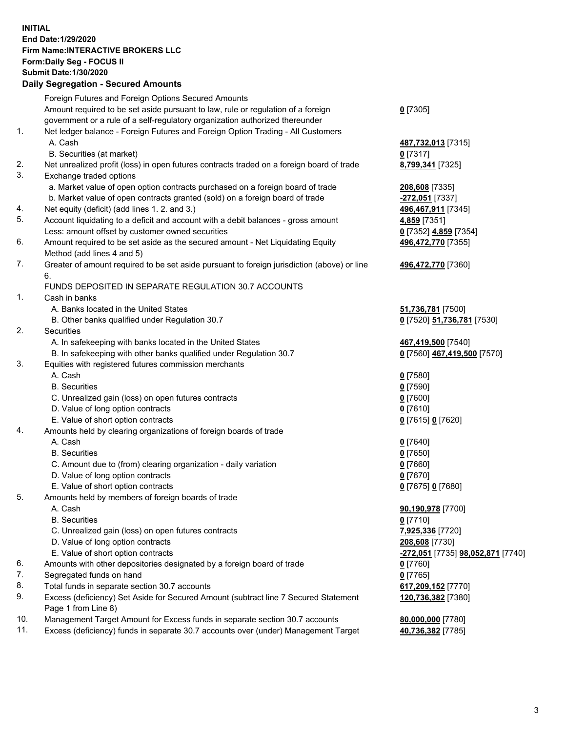**INITIAL**
**End Date:1/29/2020**
**Firm Name:INTERACTIVE BROKERS LLC**
**Form:Daily Seg - FOCUS II**
**Submit Date:1/30/2020**

**Daily Segregation - Secured Amounts**

| | | |
|---|---|---|
| | Foreign Futures and Foreign Options Secured Amounts | |
| | Amount required to be set aside pursuant to law, rule or regulation of a foreign government or a rule of a self-regulatory organization authorized thereunder | **0** [7305] |
| 1. | Net ledger balance - Foreign Futures and Foreign Option Trading - All Customers | |
| | A. Cash | **487,732,013** [7315] |
| | B. Securities (at market) | **0** [7317] |
| 2. | Net unrealized profit (loss) in open futures contracts traded on a foreign board of trade | **8,799,341** [7325] |
| 3. | Exchange traded options | |
| | a. Market value of open option contracts purchased on a foreign board of trade | **208,608** [7335] |
| | b. Market value of open contracts granted (sold) on a foreign board of trade | **-272,051** [7337] |
| 4. | Net equity (deficit) (add lines 1. 2. and 3.) | **496,467,911** [7345] |
| 5. | Account liquidating to a deficit and account with a debit balances - gross amount | **4,859** [7351] |
| | Less: amount offset by customer owned securities | **0** [7352] **4,859** [7354] |
| 6. | Amount required to be set aside as the secured amount - Net Liquidating Equity Method (add lines 4 and 5) | **496,472,770** [7355] |
| 7. | Greater of amount required to be set aside pursuant to foreign jurisdiction (above) or line 6. | **496,472,770** [7360] |
| | FUNDS DEPOSITED IN SEPARATE REGULATION 30.7 ACCOUNTS | |
| 1. | Cash in banks | |
| | A. Banks located in the United States | **51,736,781** [7500] |
| | B. Other banks qualified under Regulation 30.7 | **0** [7520] **51,736,781** [7530] |
| 2. | Securities | |
| | A. In safekeeping with banks located in the United States | **467,419,500** [7540] |
| | B. In safekeeping with other banks qualified under Regulation 30.7 | **0** [7560] **467,419,500** [7570] |
| 3. | Equities with registered futures commission merchants | |
| | A. Cash | **0** [7580] |
| | B. Securities | **0** [7590] |
| | C. Unrealized gain (loss) on open futures contracts | **0** [7600] |
| | D. Value of long option contracts | **0** [7610] |
| | E. Value of short option contracts | **0** [7615] **0** [7620] |
| 4. | Amounts held by clearing organizations of foreign boards of trade | |
| | A. Cash | **0** [7640] |
| | B. Securities | **0** [7650] |
| | C. Amount due to (from) clearing organization - daily variation | **0** [7660] |
| | D. Value of long option contracts | **0** [7670] |
| | E. Value of short option contracts | **0** [7675] **0** [7680] |
| 5. | Amounts held by members of foreign boards of trade | |
| | A. Cash | **90,190,978** [7700] |
| | B. Securities | **0** [7710] |
| | C. Unrealized gain (loss) on open futures contracts | **7,925,336** [7720] |
| | D. Value of long option contracts | **208,608** [7730] |
| | E. Value of short option contracts | **-272,051** [7735] **98,052,871** [7740] |
| 6. | Amounts with other depositories designated by a foreign board of trade | **0** [7760] |
| 7. | Segregated funds on hand | **0** [7765] |
| 8. | Total funds in separate section 30.7 accounts | **617,209,152** [7770] |
| 9. | Excess (deficiency) Set Aside for Secured Amount (subtract line 7 Secured Statement Page 1 from Line 8) | **120,736,382** [7380] |
| 10. | Management Target Amount for Excess funds in separate section 30.7 accounts | **80,000,000** [7780] |
| 11. | Excess (deficiency) funds in separate 30.7 accounts over (under) Management Target | **40,736,382** [7785] |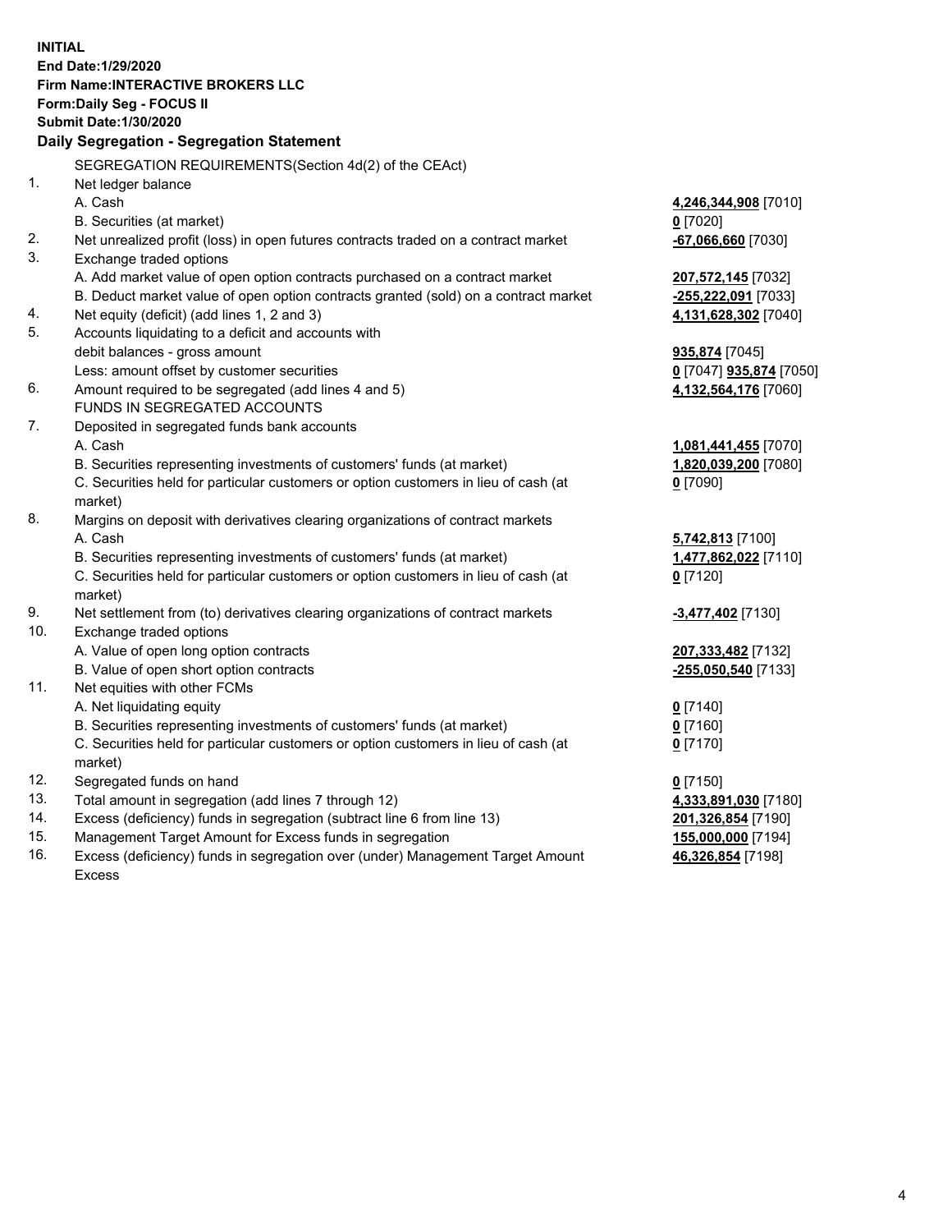**INITIAL**
**End Date:1/29/2020**
**Firm Name:INTERACTIVE BROKERS LLC**
**Form:Daily Seg - FOCUS II**
**Submit Date:1/30/2020**
**Daily Segregation - Segregation Statement**

| | | |
|---|---|---|
| | SEGREGATION REQUIREMENTS(Section 4d(2) of the CEAct) | |
| 1. | Net ledger balance | |
| | A. Cash | **4,246,344,908** [7010] |
| | B. Securities (at market) | **0** [7020] |
| 2. | Net unrealized profit (loss) in open futures contracts traded on a contract market | **-67,066,660** [7030] |
| 3. | Exchange traded options | |
| | A. Add market value of open option contracts purchased on a contract market | **207,572,145** [7032] |
| | B. Deduct market value of open option contracts granted (sold) on a contract market | **-255,222,091** [7033] |
| 4. | Net equity (deficit) (add lines 1, 2 and 3) | **4,131,628,302** [7040] |
| 5. | Accounts liquidating to a deficit and accounts with | |
| | debit balances - gross amount | **935,874** [7045] |
| | Less: amount offset by customer securities | **0** [7047] **935,874** [7050] |
| 6. | Amount required to be segregated (add lines 4 and 5) | **4,132,564,176** [7060] |
| | FUNDS IN SEGREGATED ACCOUNTS | |
| 7. | Deposited in segregated funds bank accounts | |
| | A. Cash | **1,081,441,455** [7070] |
| | B. Securities representing investments of customers' funds (at market) | **1,820,039,200** [7080] |
| | C. Securities held for particular customers or option customers in lieu of cash (at market) | **0** [7090] |
| 8. | Margins on deposit with derivatives clearing organizations of contract markets | |
| | A. Cash | **5,742,813** [7100] |
| | B. Securities representing investments of customers' funds (at market) | **1,477,862,022** [7110] |
| | C. Securities held for particular customers or option customers in lieu of cash (at market) | **0** [7120] |
| 9. | Net settlement from (to) derivatives clearing organizations of contract markets | **-3,477,402** [7130] |
| 10. | Exchange traded options | |
| | A. Value of open long option contracts | **207,333,482** [7132] |
| | B. Value of open short option contracts | **-255,050,540** [7133] |
| 11. | Net equities with other FCMs | |
| | A. Net liquidating equity | **0** [7140] |
| | B. Securities representing investments of customers' funds (at market) | **0** [7160] |
| | C. Securities held for particular customers or option customers in lieu of cash (at market) | **0** [7170] |
| 12. | Segregated funds on hand | **0** [7150] |
| 13. | Total amount in segregation (add lines 7 through 12) | **4,333,891,030** [7180] |
| 14. | Excess (deficiency) funds in segregation (subtract line 6 from line 13) | **201,326,854** [7190] |
| 15. | Management Target Amount for Excess funds in segregation | **155,000,000** [7194] |
| 16. | Excess (deficiency) funds in segregation over (under) Management Target Amount Excess | **46,326,854** [7198] |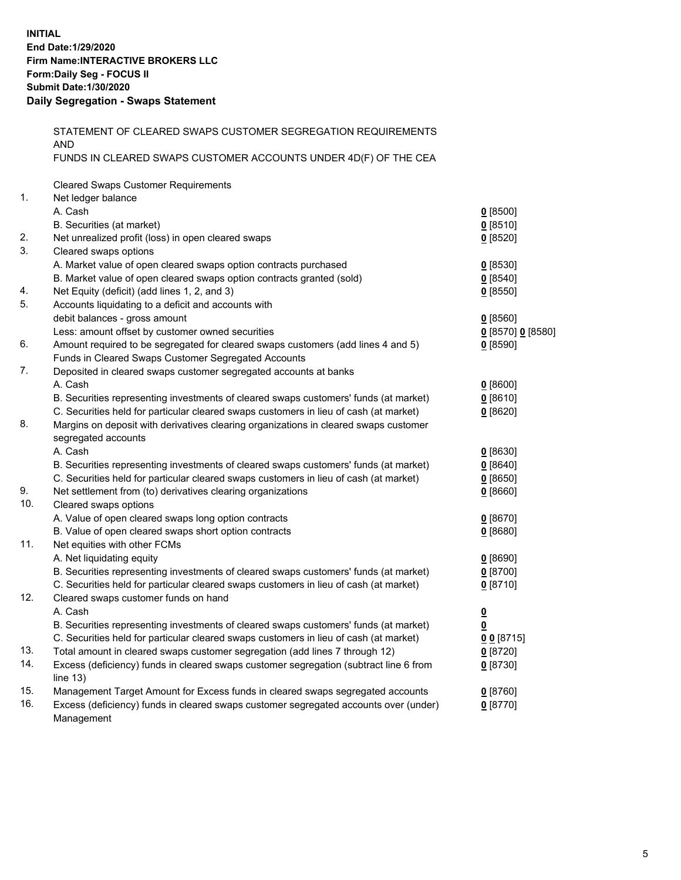**INITIAL**
**End Date:1/29/2020**
**Firm Name:INTERACTIVE BROKERS LLC**
**Form:Daily Seg - FOCUS II**
**Submit Date:1/30/2020**
**Daily Segregation - Swaps Statement**

STATEMENT OF CLEARED SWAPS CUSTOMER SEGREGATION REQUIREMENTS AND FUNDS IN CLEARED SWAPS CUSTOMER ACCOUNTS UNDER 4D(F) OF THE CEA

| | | |
|---|---|---|
| | Cleared Swaps Customer Requirements | |
| 1. | Net ledger balance | |
| | A. Cash | 0 [8500] |
| | B. Securities (at market) | 0 [8510] |
| 2. | Net unrealized profit (loss) in open cleared swaps | 0 [8520] |
| 3. | Cleared swaps options | |
| | A. Market value of open cleared swaps option contracts purchased | 0 [8530] |
| | B. Market value of open cleared swaps option contracts granted (sold) | 0 [8540] |
| 4. | Net Equity (deficit) (add lines 1, 2, and 3) | 0 [8550] |
| 5. | Accounts liquidating to a deficit and accounts with debit balances - gross amount | 0 [8560] |
| | Less: amount offset by customer owned securities | 0 [8570] 0 [8580] |
| 6. | Amount required to be segregated for cleared swaps customers (add lines 4 and 5) | 0 [8590] |
| | Funds in Cleared Swaps Customer Segregated Accounts | |
| 7. | Deposited in cleared swaps customer segregated accounts at banks | |
| | A. Cash | 0 [8600] |
| | B. Securities representing investments of cleared swaps customers' funds (at market) | 0 [8610] |
| | C. Securities held for particular cleared swaps customers in lieu of cash (at market) | 0 [8620] |
| 8. | Margins on deposit with derivatives clearing organizations in cleared swaps customer segregated accounts | |
| | A. Cash | 0 [8630] |
| | B. Securities representing investments of cleared swaps customers' funds (at market) | 0 [8640] |
| | C. Securities held for particular cleared swaps customers in lieu of cash (at market) | 0 [8650] |
| 9. | Net settlement from (to) derivatives clearing organizations | 0 [8660] |
| 10. | Cleared swaps options | |
| | A. Value of open cleared swaps long option contracts | 0 [8670] |
| | B. Value of open cleared swaps short option contracts | 0 [8680] |
| 11. | Net equities with other FCMs | |
| | A. Net liquidating equity | 0 [8690] |
| | B. Securities representing investments of cleared swaps customers' funds (at market) | 0 [8700] |
| | C. Securities held for particular cleared swaps customers in lieu of cash (at market) | 0 [8710] |
| 12. | Cleared swaps customer funds on hand | |
| | A. Cash | 0 |
| | B. Securities representing investments of cleared swaps customers' funds (at market) | 0 |
| | C. Securities held for particular cleared swaps customers in lieu of cash (at market) | 0 0 [8715] |
| 13. | Total amount in cleared swaps customer segregation (add lines 7 through 12) | 0 [8720] |
| 14. | Excess (deficiency) funds in cleared swaps customer segregation (subtract line 6 from line 13) | 0 [8730] |
| 15. | Management Target Amount for Excess funds in cleared swaps segregated accounts | 0 [8760] |
| 16. | Excess (deficiency) funds in cleared swaps customer segregated accounts over (under) Management | 0 [8770] |